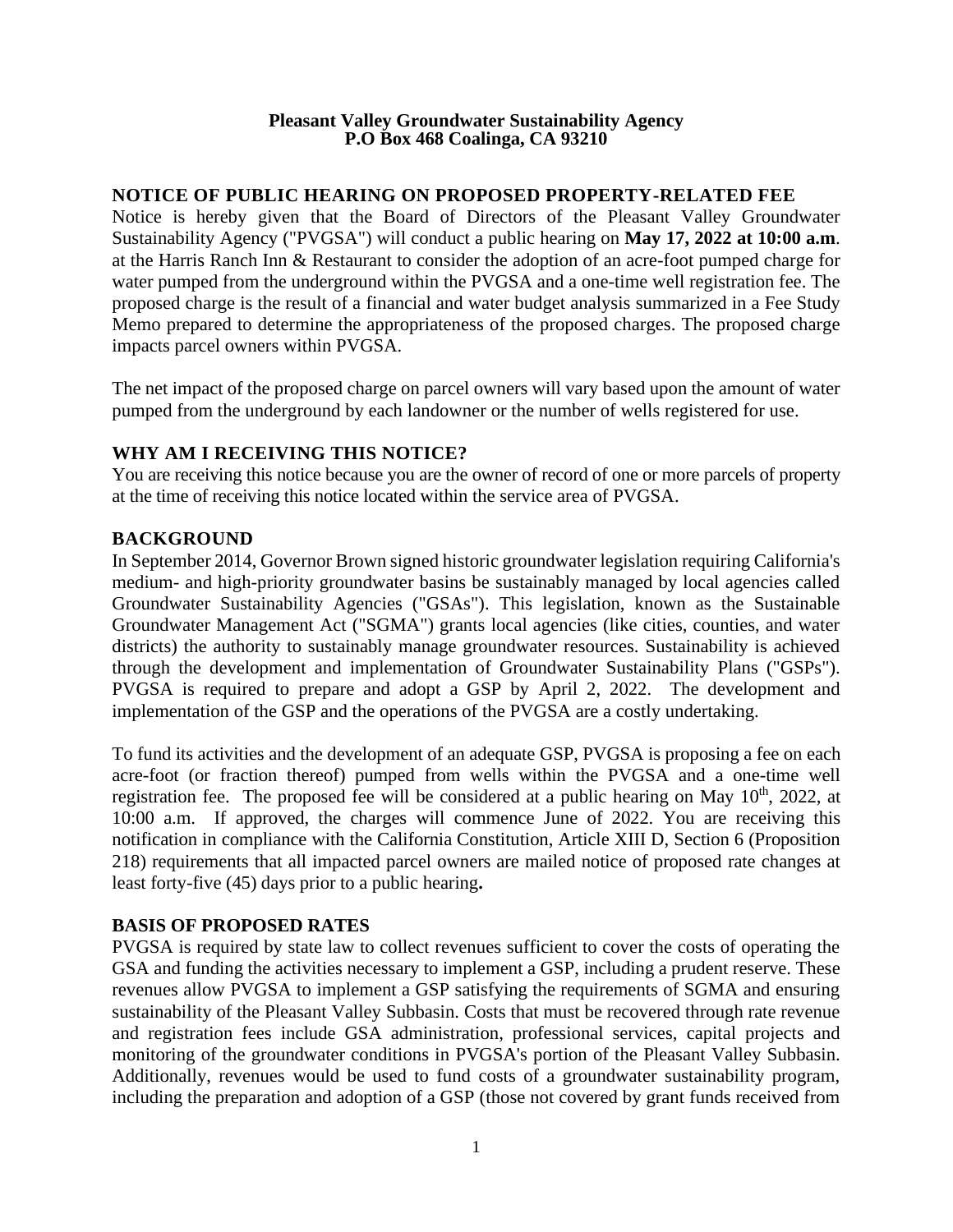**Pleasant Valley Groundwater Sustainability Agency**
**P.O Box 468 Coalinga, CA 93210**

## NOTICE OF PUBLIC HEARING ON PROPOSED PROPERTY-RELATED FEE

Notice is hereby given that the Board of Directors of the Pleasant Valley Groundwater Sustainability Agency ("PVGSA") will conduct a public hearing on **May 17, 2022 at 10:00 a.m**. at the Harris Ranch Inn & Restaurant to consider the adoption of an acre-foot pumped charge for water pumped from the underground within the PVGSA and a one-time well registration fee. The proposed charge is the result of a financial and water budget analysis summarized in a Fee Study Memo prepared to determine the appropriateness of the proposed charges. The proposed charge impacts parcel owners within PVGSA.

The net impact of the proposed charge on parcel owners will vary based upon the amount of water pumped from the underground by each landowner or the number of wells registered for use.

## WHY AM I RECEIVING THIS NOTICE?

You are receiving this notice because you are the owner of record of one or more parcels of property at the time of receiving this notice located within the service area of PVGSA.

## BACKGROUND

In September 2014, Governor Brown signed historic groundwater legislation requiring California's medium- and high-priority groundwater basins be sustainably managed by local agencies called Groundwater Sustainability Agencies ("GSAs"). This legislation, known as the Sustainable Groundwater Management Act ("SGMA") grants local agencies (like cities, counties, and water districts) the authority to sustainably manage groundwater resources. Sustainability is achieved through the development and implementation of Groundwater Sustainability Plans ("GSPs"). PVGSA is required to prepare and adopt a GSP by April 2, 2022. The development and implementation of the GSP and the operations of the PVGSA are a costly undertaking.

To fund its activities and the development of an adequate GSP, PVGSA is proposing a fee on each acre-foot (or fraction thereof) pumped from wells within the PVGSA and a one-time well registration fee. The proposed fee will be considered at a public hearing on May 10th, 2022, at 10:00 a.m. If approved, the charges will commence June of 2022. You are receiving this notification in compliance with the California Constitution, Article XIII D, Section 6 (Proposition 218) requirements that all impacted parcel owners are mailed notice of proposed rate changes at least forty-five (45) days prior to a public hearing**.**

## BASIS OF PROPOSED RATES

PVGSA is required by state law to collect revenues sufficient to cover the costs of operating the GSA and funding the activities necessary to implement a GSP, including a prudent reserve. These revenues allow PVGSA to implement a GSP satisfying the requirements of SGMA and ensuring sustainability of the Pleasant Valley Subbasin. Costs that must be recovered through rate revenue and registration fees include GSA administration, professional services, capital projects and monitoring of the groundwater conditions in PVGSA's portion of the Pleasant Valley Subbasin. Additionally, revenues would be used to fund costs of a groundwater sustainability program, including the preparation and adoption of a GSP (those not covered by grant funds received from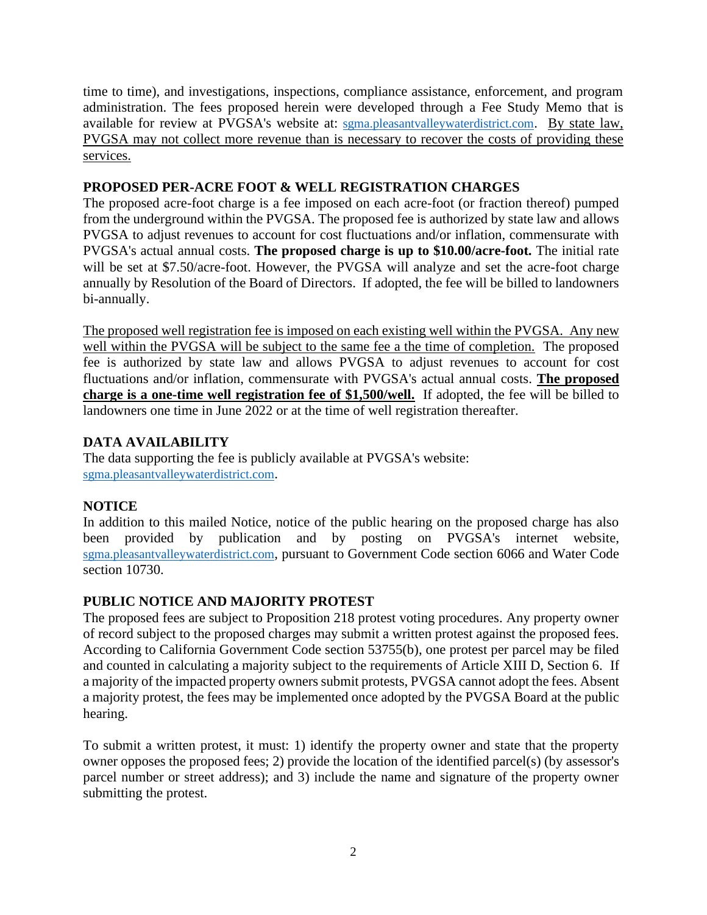time to time), and investigations, inspections, compliance assistance, enforcement, and program administration. The fees proposed herein were developed through a Fee Study Memo that is available for review at PVGSA's website at: sgma.pleasantvalleywaterdistrict.com. <u>By state law, PVGSA may not collect more revenue than is necessary to recover the costs of providing these services.</u>

**PROPOSED PER-ACRE FOOT & WELL REGISTRATION CHARGES**

The proposed acre-foot charge is a fee imposed on each acre-foot (or fraction thereof) pumped from the underground within the PVGSA. The proposed fee is authorized by state law and allows PVGSA to adjust revenues to account for cost fluctuations and/or inflation, commensurate with PVGSA's actual annual costs. **The proposed charge is up to $10.00/acre-foot.** The initial rate will be set at $7.50/acre-foot. However, the PVGSA will analyze and set the acre-foot charge annually by Resolution of the Board of Directors. If adopted, the fee will be billed to landowners bi-annually.

<u>The proposed well registration fee is imposed on each existing well within the PVGSA. Any new well within the PVGSA will be subject to the same fee a the time of completion.</u> The proposed fee is authorized by state law and allows PVGSA to adjust revenues to account for cost fluctuations and/or inflation, commensurate with PVGSA's actual annual costs. <u>**The proposed charge is a one-time well registration fee of $1,500/well.**</u> If adopted, the fee will be billed to landowners one time in June 2022 or at the time of well registration thereafter.

**DATA AVAILABILITY**

The data supporting the fee is publicly available at PVGSA's website: sgma.pleasantvalleywaterdistrict.com.

**NOTICE**

In addition to this mailed Notice, notice of the public hearing on the proposed charge has also been provided by publication and by posting on PVGSA's internet website, sgma.pleasantvalleywaterdistrict.com, pursuant to Government Code section 6066 and Water Code section 10730.

**PUBLIC NOTICE AND MAJORITY PROTEST**

The proposed fees are subject to Proposition 218 protest voting procedures. Any property owner of record subject to the proposed charges may submit a written protest against the proposed fees. According to California Government Code section 53755(b), one protest per parcel may be filed and counted in calculating a majority subject to the requirements of Article XIII D, Section 6. If a majority of the impacted property owners submit protests, PVGSA cannot adopt the fees. Absent a majority protest, the fees may be implemented once adopted by the PVGSA Board at the public hearing.

To submit a written protest, it must: 1) identify the property owner and state that the property owner opposes the proposed fees; 2) provide the location of the identified parcel(s) (by assessor's parcel number or street address); and 3) include the name and signature of the property owner submitting the protest.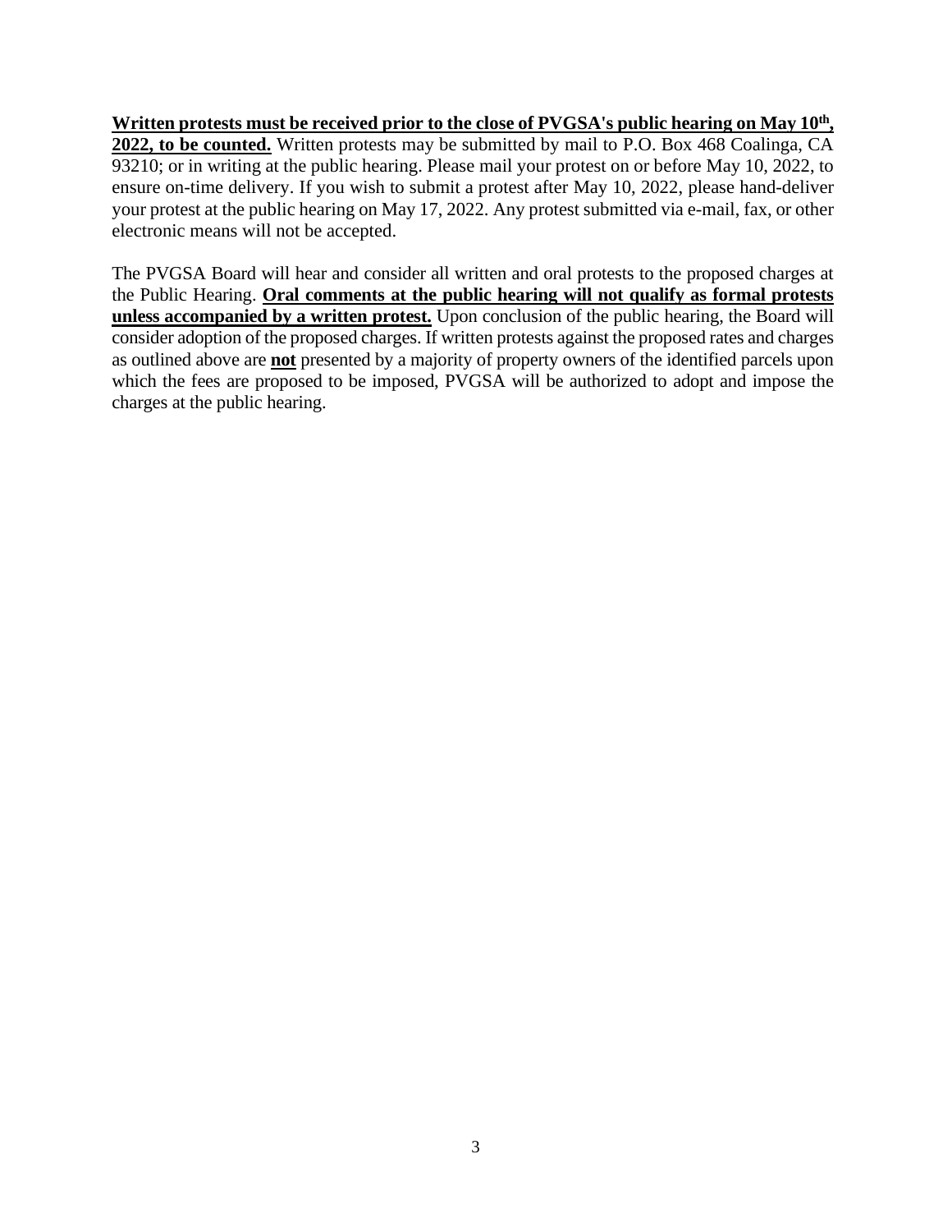**Written protests must be received prior to the close of PVGSA's public hearing on May 10th, 2022, to be counted.** Written protests may be submitted by mail to P.O. Box 468 Coalinga, CA 93210; or in writing at the public hearing. Please mail your protest on or before May 10, 2022, to ensure on-time delivery. If you wish to submit a protest after May 10, 2022, please hand-deliver your protest at the public hearing on May 17, 2022. Any protest submitted via e-mail, fax, or other electronic means will not be accepted.

The PVGSA Board will hear and consider all written and oral protests to the proposed charges at the Public Hearing. **Oral comments at the public hearing will not qualify as formal protests unless accompanied by a written protest.** Upon conclusion of the public hearing, the Board will consider adoption of the proposed charges. If written protests against the proposed rates and charges as outlined above are **not** presented by a majority of property owners of the identified parcels upon which the fees are proposed to be imposed, PVGSA will be authorized to adopt and impose the charges at the public hearing.